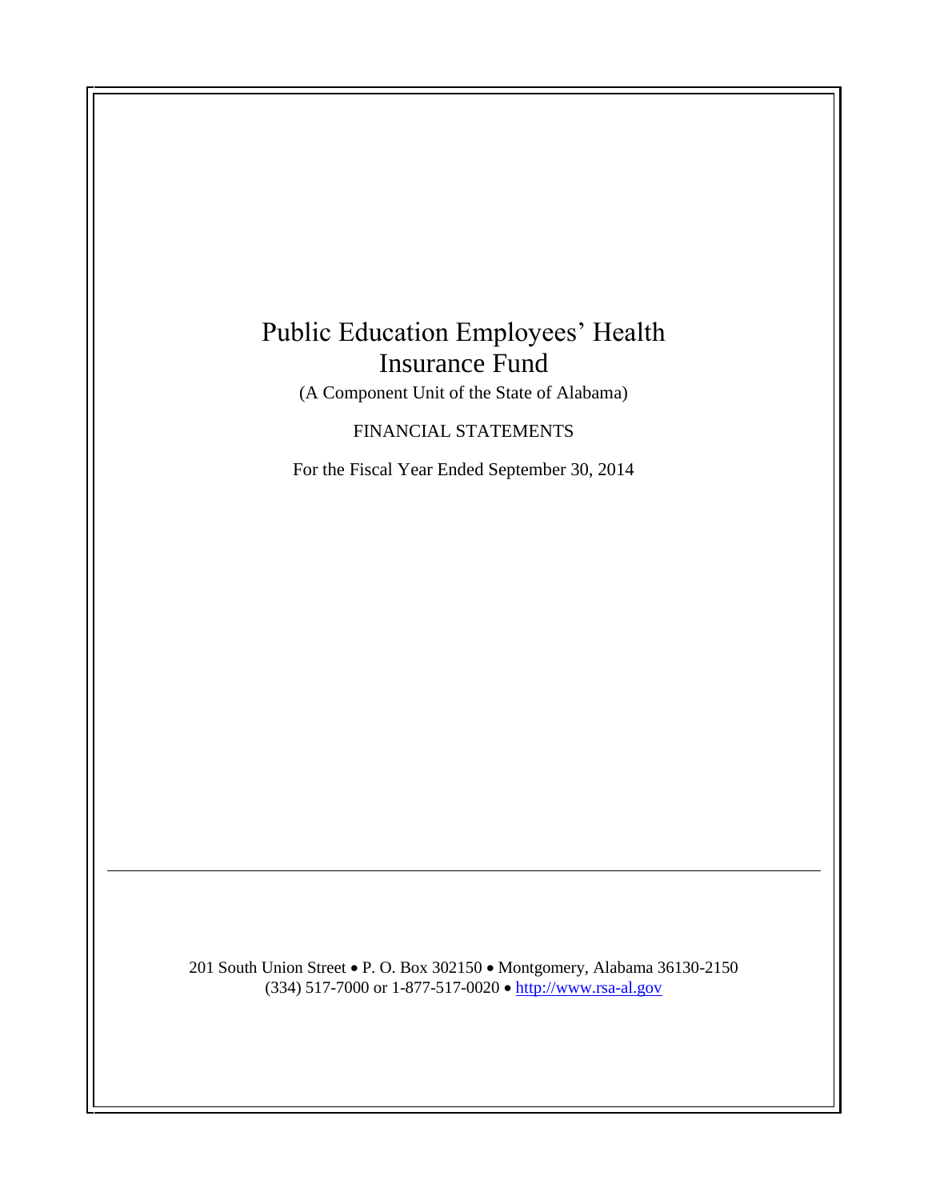# Public Education Employees' Health Insurance Fund

(A Component Unit of the State of Alabama)

FINANCIAL STATEMENTS

For the Fiscal Year Ended September 30, 2014

---

201 South Union Street • P. O. Box 302150 • Montgomery, Alabama 36130-2150
(334) 517-7000 or 1-877-517-0020 • http://www.rsa-al.gov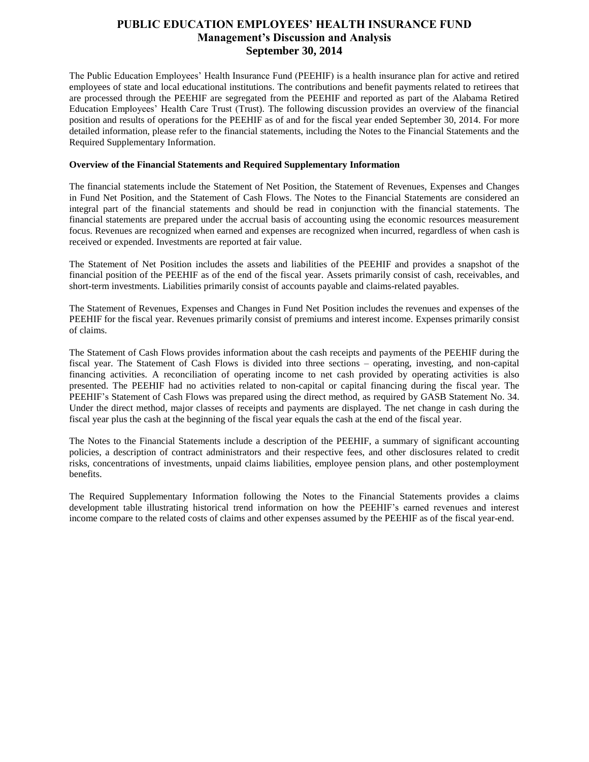# PUBLIC EDUCATION EMPLOYEES' HEALTH INSURANCE FUND
## Management's Discussion and Analysis
## September 30, 2014

The Public Education Employees' Health Insurance Fund (PEEHIF) is a health insurance plan for active and retired employees of state and local educational institutions. The contributions and benefit payments related to retirees that are processed through the PEEHIF are segregated from the PEEHIF and reported as part of the Alabama Retired Education Employees' Health Care Trust (Trust). The following discussion provides an overview of the financial position and results of operations for the PEEHIF as of and for the fiscal year ended September 30, 2014. For more detailed information, please refer to the financial statements, including the Notes to the Financial Statements and the Required Supplementary Information.

**Overview of the Financial Statements and Required Supplementary Information**

The financial statements include the Statement of Net Position, the Statement of Revenues, Expenses and Changes in Fund Net Position, and the Statement of Cash Flows. The Notes to the Financial Statements are considered an integral part of the financial statements and should be read in conjunction with the financial statements. The financial statements are prepared under the accrual basis of accounting using the economic resources measurement focus. Revenues are recognized when earned and expenses are recognized when incurred, regardless of when cash is received or expended. Investments are reported at fair value.

The Statement of Net Position includes the assets and liabilities of the PEEHIF and provides a snapshot of the financial position of the PEEHIF as of the end of the fiscal year. Assets primarily consist of cash, receivables, and short-term investments. Liabilities primarily consist of accounts payable and claims-related payables.

The Statement of Revenues, Expenses and Changes in Fund Net Position includes the revenues and expenses of the PEEHIF for the fiscal year. Revenues primarily consist of premiums and interest income. Expenses primarily consist of claims.

The Statement of Cash Flows provides information about the cash receipts and payments of the PEEHIF during the fiscal year. The Statement of Cash Flows is divided into three sections – operating, investing, and non-capital financing activities. A reconciliation of operating income to net cash provided by operating activities is also presented. The PEEHIF had no activities related to non-capital or capital financing during the fiscal year. The PEEHIF's Statement of Cash Flows was prepared using the direct method, as required by GASB Statement No. 34. Under the direct method, major classes of receipts and payments are displayed. The net change in cash during the fiscal year plus the cash at the beginning of the fiscal year equals the cash at the end of the fiscal year.

The Notes to the Financial Statements include a description of the PEEHIF, a summary of significant accounting policies, a description of contract administrators and their respective fees, and other disclosures related to credit risks, concentrations of investments, unpaid claims liabilities, employee pension plans, and other postemployment benefits.

The Required Supplementary Information following the Notes to the Financial Statements provides a claims development table illustrating historical trend information on how the PEEHIF's earned revenues and interest income compare to the related costs of claims and other expenses assumed by the PEEHIF as of the fiscal year-end.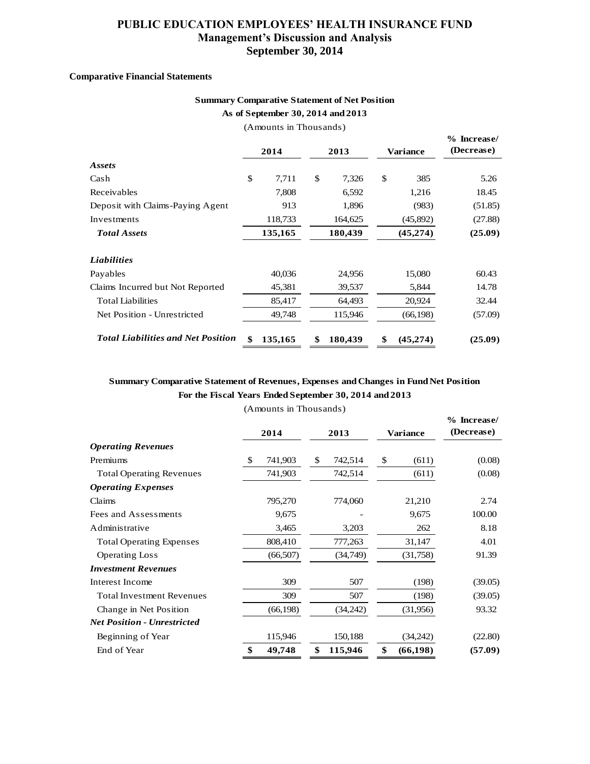# PUBLIC EDUCATION EMPLOYEES' HEALTH INSURANCE FUND
## Management's Discussion and Analysis
## September 30, 2014

**Comparative Financial Statements**

**Summary Comparative Statement of Net Position**
**As of September 30, 2014 and 2013**
(Amounts in Thousands)

| | 2014 | 2013 | Variance | % Increase/ (Decrease) |
|---|---|---|---|---|
| ***Assets*** | | | | |
| Cash | $ 7,711 | $ 7,326 | $ 385 | 5.26 |
| Receivables | 7,808 | 6,592 | 1,216 | 18.45 |
| Deposit with Claims-Paying Agent | 913 | 1,896 | (983) | (51.85) |
| Investments | 118,733 | 164,625 | (45,892) | (27.88) |
| ***Total Assets*** | **135,165** | **180,439** | **(45,274)** | **(25.09)** |
| ***Liabilities*** | | | | |
| Payables | 40,036 | 24,956 | 15,080 | 60.43 |
| Claims Incurred but Not Reported | 45,381 | 39,537 | 5,844 | 14.78 |
| Total Liabilities | 85,417 | 64,493 | 20,924 | 32.44 |
| Net Position - Unrestricted | 49,748 | 115,946 | (66,198) | (57.09) |
| ***Total Liabilities and Net Position*** | **$ 135,165** | **$ 180,439** | **$ (45,274)** | **(25.09)** |

**Summary Comparative Statement of Revenues, Expenses and Changes in Fund Net Position**
**For the Fiscal Years Ended September 30, 2014 and 2013**
(Amounts in Thousands)

| | 2014 | 2013 | Variance | % Increase/ (Decrease) |
|---|---|---|---|---|
| ***Operating Revenues*** | | | | |
| Premiums | $ 741,903 | $ 742,514 | $ (611) | (0.08) |
| Total Operating Revenues | 741,903 | 742,514 | (611) | (0.08) |
| ***Operating Expenses*** | | | | |
| Claims | 795,270 | 774,060 | 21,210 | 2.74 |
| Fees and Assessments | 9,675 | - | 9,675 | 100.00 |
| Administrative | 3,465 | 3,203 | 262 | 8.18 |
| Total Operating Expenses | 808,410 | 777,263 | 31,147 | 4.01 |
| Operating Loss | (66,507) | (34,749) | (31,758) | 91.39 |
| ***Investment Revenues*** | | | | |
| Interest Income | 309 | 507 | (198) | (39.05) |
| Total Investment Revenues | 309 | 507 | (198) | (39.05) |
| Change in Net Position | (66,198) | (34,242) | (31,956) | 93.32 |
| ***Net Position - Unrestricted*** | | | | |
| Beginning of Year | 115,946 | 150,188 | (34,242) | (22.80) |
| End of Year | **$ 49,748** | **$ 115,946** | **$ (66,198)** | **(57.09)** |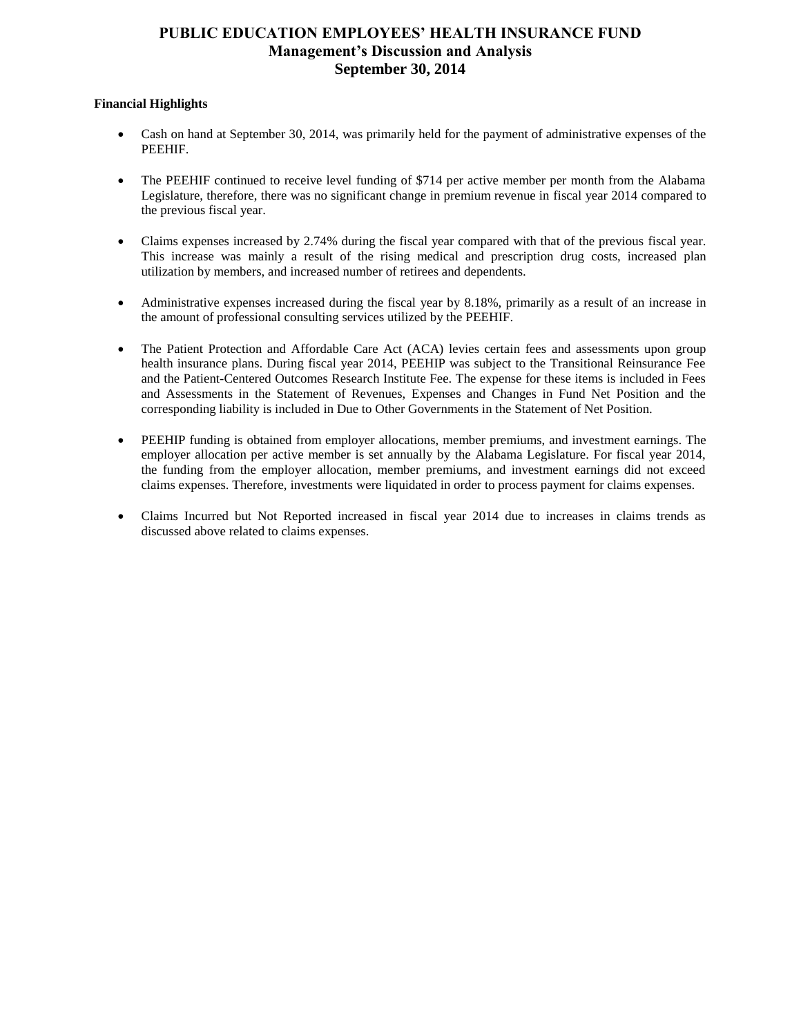# PUBLIC EDUCATION EMPLOYEES' HEALTH INSURANCE FUND
## Management's Discussion and Analysis
## September 30, 2014

**Financial Highlights**

- Cash on hand at September 30, 2014, was primarily held for the payment of administrative expenses of the PEEHIF.

- The PEEHIF continued to receive level funding of $714 per active member per month from the Alabama Legislature, therefore, there was no significant change in premium revenue in fiscal year 2014 compared to the previous fiscal year.

- Claims expenses increased by 2.74% during the fiscal year compared with that of the previous fiscal year. This increase was mainly a result of the rising medical and prescription drug costs, increased plan utilization by members, and increased number of retirees and dependents.

- Administrative expenses increased during the fiscal year by 8.18%, primarily as a result of an increase in the amount of professional consulting services utilized by the PEEHIF.

- The Patient Protection and Affordable Care Act (ACA) levies certain fees and assessments upon group health insurance plans. During fiscal year 2014, PEEHIP was subject to the Transitional Reinsurance Fee and the Patient-Centered Outcomes Research Institute Fee. The expense for these items is included in Fees and Assessments in the Statement of Revenues, Expenses and Changes in Fund Net Position and the corresponding liability is included in Due to Other Governments in the Statement of Net Position.

- PEEHIP funding is obtained from employer allocations, member premiums, and investment earnings. The employer allocation per active member is set annually by the Alabama Legislature. For fiscal year 2014, the funding from the employer allocation, member premiums, and investment earnings did not exceed claims expenses. Therefore, investments were liquidated in order to process payment for claims expenses.

- Claims Incurred but Not Reported increased in fiscal year 2014 due to increases in claims trends as discussed above related to claims expenses.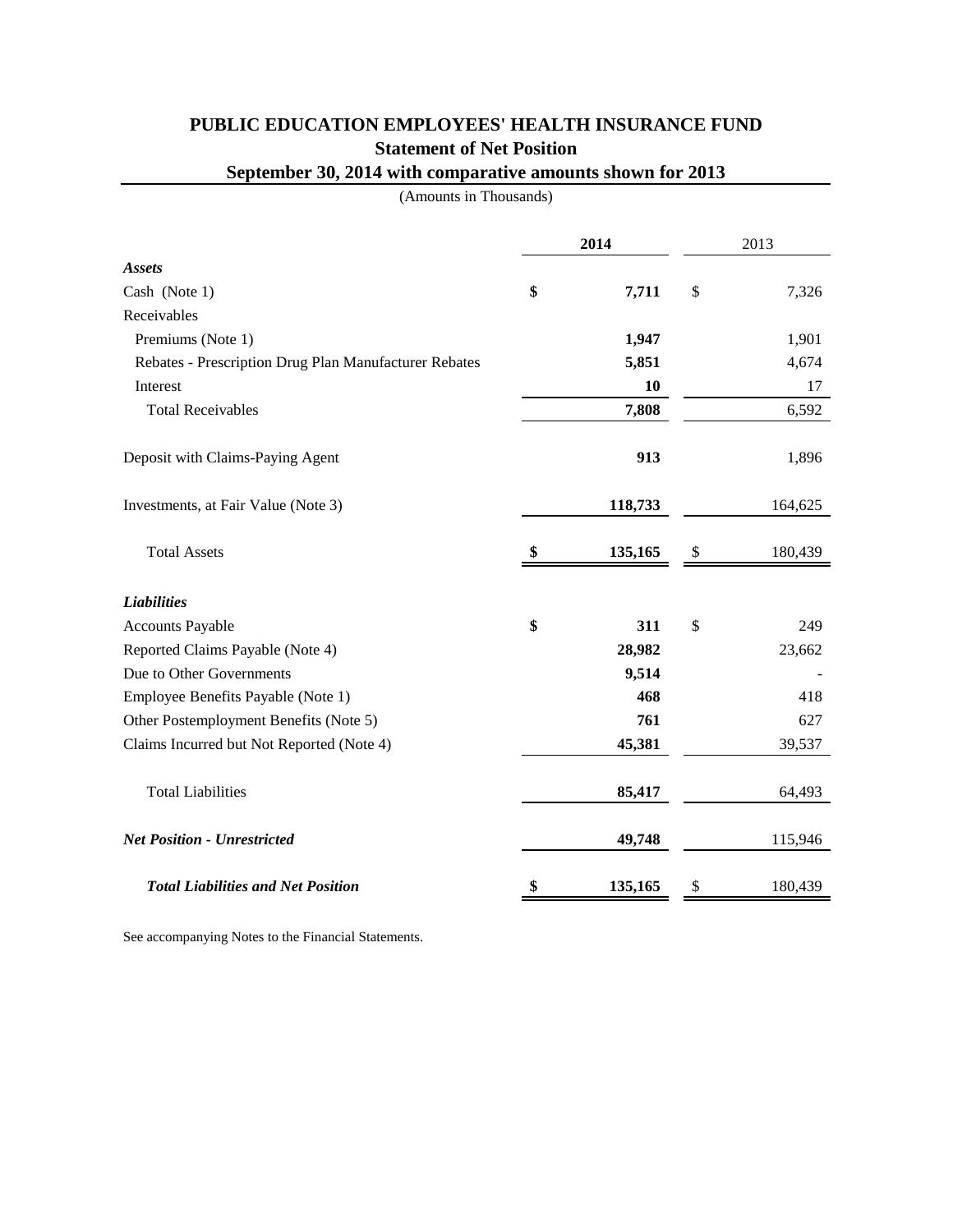# PUBLIC EDUCATION EMPLOYEES' HEALTH INSURANCE FUND

## Statement of Net Position

## September 30, 2014 with comparative amounts shown for 2013

(Amounts in Thousands)

| | 2014 | 2013 |
|---|---|---|
| ***Assets*** | | |
| Cash (Note 1) | **$ 7,711** | $ 7,326 |
| Receivables | | |
| Premiums (Note 1) | **1,947** | 1,901 |
| Rebates - Prescription Drug Plan Manufacturer Rebates | **5,851** | 4,674 |
| Interest | **10** | 17 |
| Total Receivables | **7,808** | 6,592 |
| Deposit with Claims-Paying Agent | **913** | 1,896 |
| Investments, at Fair Value (Note 3) | **118,733** | 164,625 |
| Total Assets | **$ 135,165** | $ 180,439 |
| ***Liabilities*** | | |
| Accounts Payable | **$ 311** | $ 249 |
| Reported Claims Payable (Note 4) | **28,982** | 23,662 |
| Due to Other Governments | **9,514** | - |
| Employee Benefits Payable (Note 1) | **468** | 418 |
| Other Postemployment Benefits (Note 5) | **761** | 627 |
| Claims Incurred but Not Reported (Note 4) | **45,381** | 39,537 |
| Total Liabilities | **85,417** | 64,493 |
| ***Net Position - Unrestricted*** | **49,748** | 115,946 |
| ***Total Liabilities and Net Position*** | **$ 135,165** | $ 180,439 |

See accompanying Notes to the Financial Statements.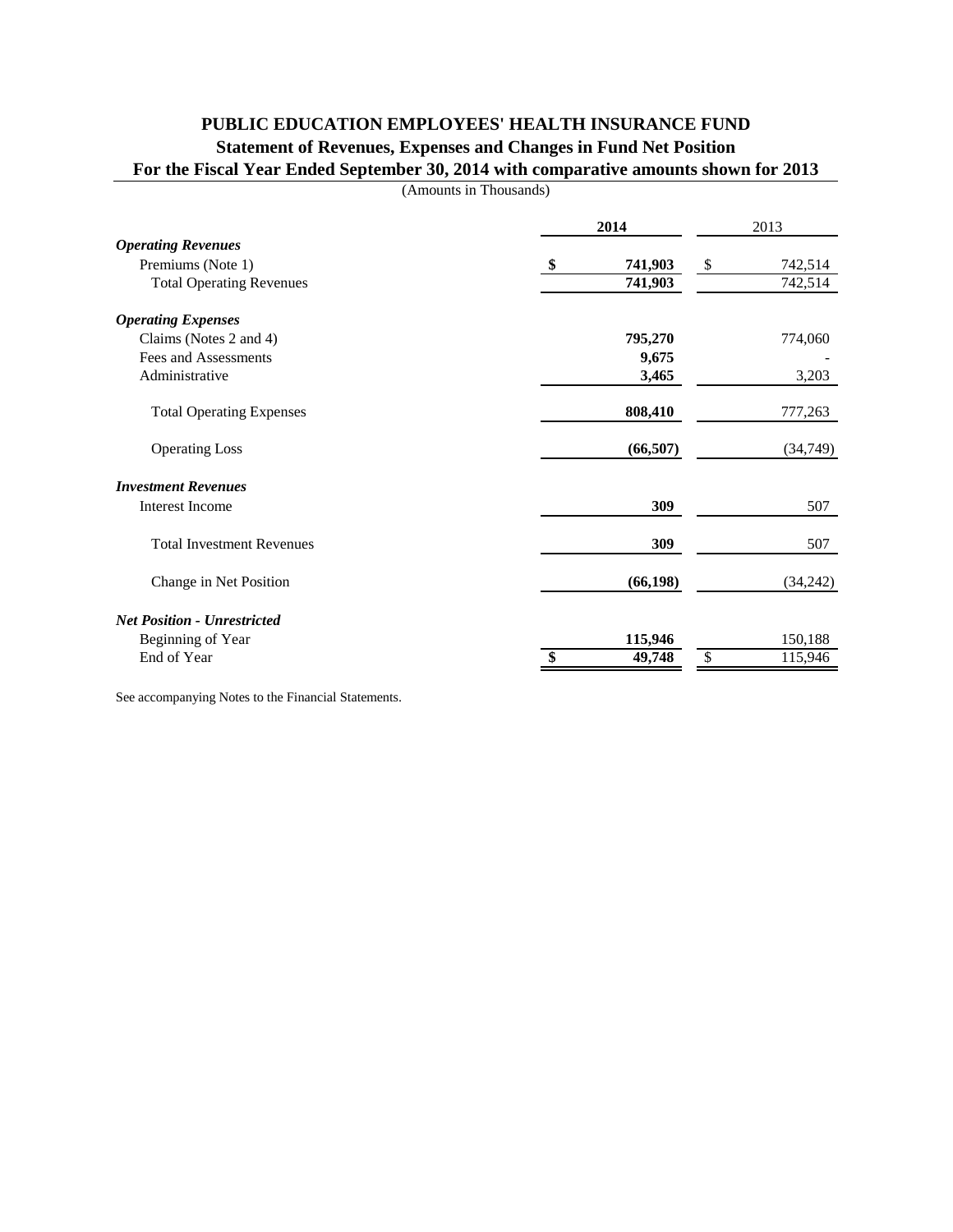# PUBLIC EDUCATION EMPLOYEES' HEALTH INSURANCE FUND

## Statement of Revenues, Expenses and Changes in Fund Net Position

## For the Fiscal Year Ended September 30, 2014 with comparative amounts shown for 2013

(Amounts in Thousands)

| | 2014 | 2013 |
|---|---|---|
| ***Operating Revenues*** | | |
| Premiums (Note 1) | **$ 741,903** | $ 742,514 |
| Total Operating Revenues | **741,903** | 742,514 |
| ***Operating Expenses*** | | |
| Claims (Notes 2 and 4) | **795,270** | 774,060 |
| Fees and Assessments | **9,675** | - |
| Administrative | **3,465** | 3,203 |
| Total Operating Expenses | **808,410** | 777,263 |
| Operating Loss | **(66,507)** | (34,749) |
| ***Investment Revenues*** | | |
| Interest Income | **309** | 507 |
| Total Investment Revenues | **309** | 507 |
| Change in Net Position | **(66,198)** | (34,242) |
| ***Net Position - Unrestricted*** | | |
| Beginning of Year | **115,946** | 150,188 |
| End of Year | **$ 49,748** | $ 115,946 |

See accompanying Notes to the Financial Statements.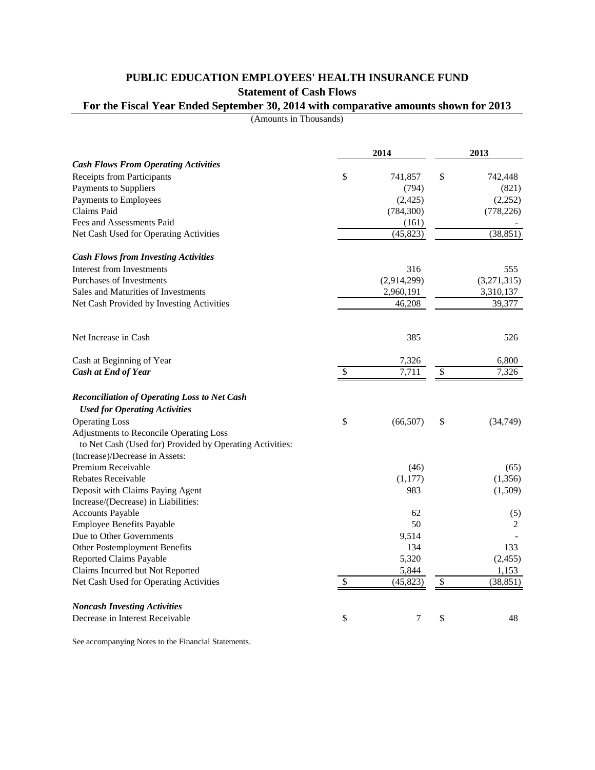# PUBLIC EDUCATION EMPLOYEES' HEALTH INSURANCE FUND

## Statement of Cash Flows

### For the Fiscal Year Ended September 30, 2014 with comparative amounts shown for 2013

(Amounts in Thousands)

| | 2014 | 2013 |
|---|---|---|
| ***Cash Flows From Operating Activities*** | | |
| Receipts from Participants | $ 741,857 | $ 742,448 |
| Payments to Suppliers | (794) | (821) |
| Payments to Employees | (2,425) | (2,252) |
| Claims Paid | (784,300) | (778,226) |
| Fees and Assessments Paid | (161) | - |
| Net Cash Used for Operating Activities | (45,823) | (38,851) |
| ***Cash Flows from Investing Activities*** | | |
| Interest from Investments | 316 | 555 |
| Purchases of Investments | (2,914,299) | (3,271,315) |
| Sales and Maturities of Investments | 2,960,191 | 3,310,137 |
| Net Cash Provided by Investing Activities | 46,208 | 39,377 |
| Net Increase in Cash | 385 | 526 |
| Cash at Beginning of Year | 7,326 | 6,800 |
| ***Cash at End of Year*** | $ 7,711 | $ 7,326 |
| ***Reconciliation of Operating Loss to Net Cash Used for Operating Activities*** | | |
| Operating Loss | $ (66,507) | $ (34,749) |
| Adjustments to Reconcile Operating Loss to Net Cash (Used for) Provided by Operating Activities: | | |
| (Increase)/Decrease in Assets: | | |
| Premium Receivable | (46) | (65) |
| Rebates Receivable | (1,177) | (1,356) |
| Deposit with Claims Paying Agent | 983 | (1,509) |
| Increase/(Decrease) in Liabilities: | | |
| Accounts Payable | 62 | (5) |
| Employee Benefits Payable | 50 | 2 |
| Due to Other Governments | 9,514 | - |
| Other Postemployment Benefits | 134 | 133 |
| Reported Claims Payable | 5,320 | (2,455) |
| Claims Incurred but Not Reported | 5,844 | 1,153 |
| Net Cash Used for Operating Activities | $ (45,823) | $ (38,851) |
| ***Noncash Investing Activities*** | | |
| Decrease in Interest Receivable | $ 7 | $ 48 |

See accompanying Notes to the Financial Statements.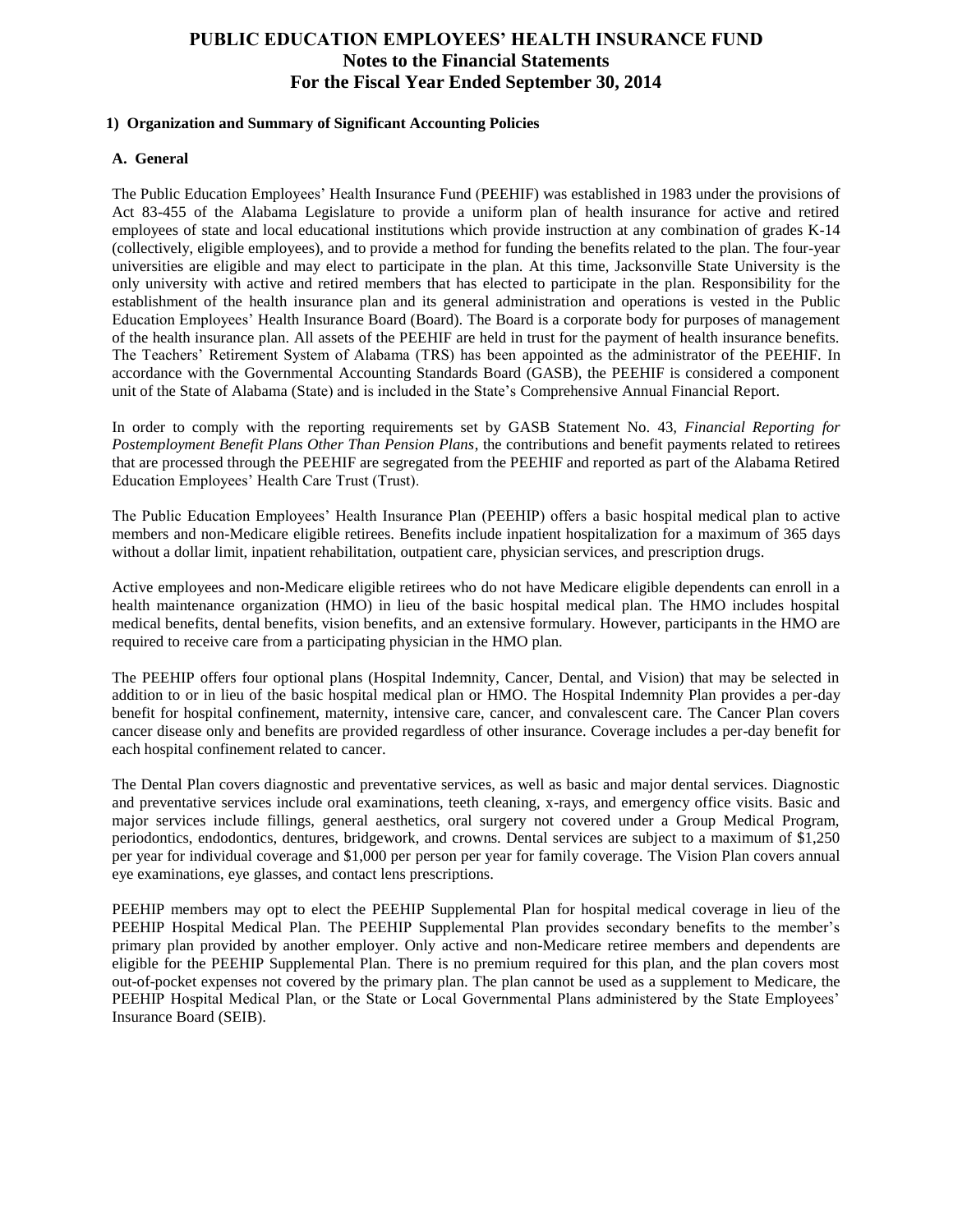# PUBLIC EDUCATION EMPLOYEES' HEALTH INSURANCE FUND
## Notes to the Financial Statements
## For the Fiscal Year Ended September 30, 2014

### 1) Organization and Summary of Significant Accounting Policies

#### A. General

The Public Education Employees' Health Insurance Fund (PEEHIF) was established in 1983 under the provisions of Act 83-455 of the Alabama Legislature to provide a uniform plan of health insurance for active and retired employees of state and local educational institutions which provide instruction at any combination of grades K-14 (collectively, eligible employees), and to provide a method for funding the benefits related to the plan. The four-year universities are eligible and may elect to participate in the plan. At this time, Jacksonville State University is the only university with active and retired members that has elected to participate in the plan. Responsibility for the establishment of the health insurance plan and its general administration and operations is vested in the Public Education Employees' Health Insurance Board (Board). The Board is a corporate body for purposes of management of the health insurance plan. All assets of the PEEHIF are held in trust for the payment of health insurance benefits. The Teachers' Retirement System of Alabama (TRS) has been appointed as the administrator of the PEEHIF. In accordance with the Governmental Accounting Standards Board (GASB), the PEEHIF is considered a component unit of the State of Alabama (State) and is included in the State's Comprehensive Annual Financial Report.

In order to comply with the reporting requirements set by GASB Statement No. 43, *Financial Reporting for Postemployment Benefit Plans Other Than Pension Plans*, the contributions and benefit payments related to retirees that are processed through the PEEHIF are segregated from the PEEHIF and reported as part of the Alabama Retired Education Employees' Health Care Trust (Trust).

The Public Education Employees' Health Insurance Plan (PEEHIP) offers a basic hospital medical plan to active members and non-Medicare eligible retirees. Benefits include inpatient hospitalization for a maximum of 365 days without a dollar limit, inpatient rehabilitation, outpatient care, physician services, and prescription drugs.

Active employees and non-Medicare eligible retirees who do not have Medicare eligible dependents can enroll in a health maintenance organization (HMO) in lieu of the basic hospital medical plan. The HMO includes hospital medical benefits, dental benefits, vision benefits, and an extensive formulary. However, participants in the HMO are required to receive care from a participating physician in the HMO plan.

The PEEHIP offers four optional plans (Hospital Indemnity, Cancer, Dental, and Vision) that may be selected in addition to or in lieu of the basic hospital medical plan or HMO. The Hospital Indemnity Plan provides a per-day benefit for hospital confinement, maternity, intensive care, cancer, and convalescent care. The Cancer Plan covers cancer disease only and benefits are provided regardless of other insurance. Coverage includes a per-day benefit for each hospital confinement related to cancer.

The Dental Plan covers diagnostic and preventative services, as well as basic and major dental services. Diagnostic and preventative services include oral examinations, teeth cleaning, x-rays, and emergency office visits. Basic and major services include fillings, general aesthetics, oral surgery not covered under a Group Medical Program, periodontics, endodontics, dentures, bridgework, and crowns. Dental services are subject to a maximum of $1,250 per year for individual coverage and $1,000 per person per year for family coverage. The Vision Plan covers annual eye examinations, eye glasses, and contact lens prescriptions.

PEEHIP members may opt to elect the PEEHIP Supplemental Plan for hospital medical coverage in lieu of the PEEHIP Hospital Medical Plan. The PEEHIP Supplemental Plan provides secondary benefits to the member's primary plan provided by another employer. Only active and non-Medicare retiree members and dependents are eligible for the PEEHIP Supplemental Plan. There is no premium required for this plan, and the plan covers most out-of-pocket expenses not covered by the primary plan. The plan cannot be used as a supplement to Medicare, the PEEHIP Hospital Medical Plan, or the State or Local Governmental Plans administered by the State Employees' Insurance Board (SEIB).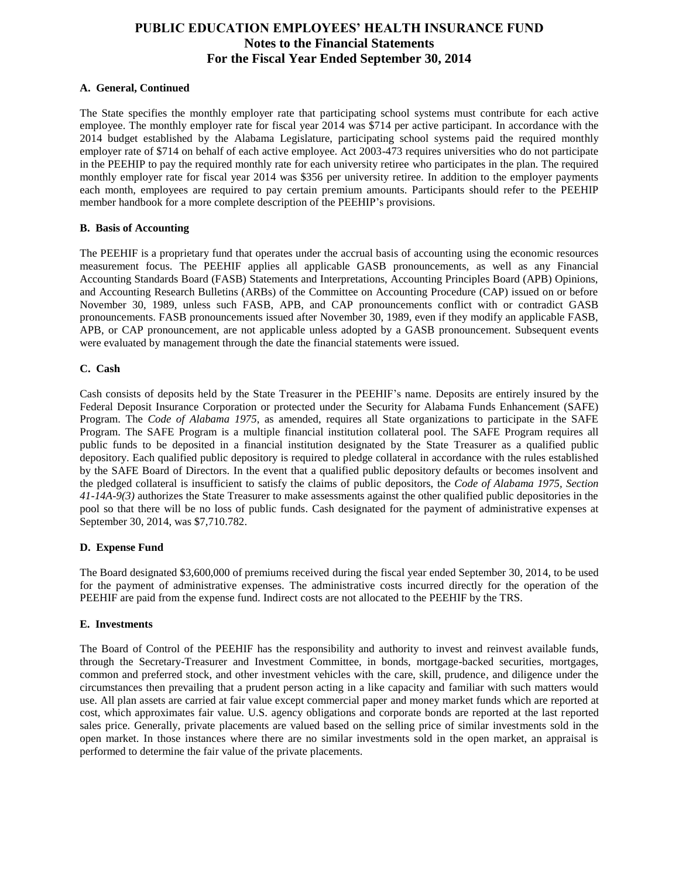# PUBLIC EDUCATION EMPLOYEES' HEALTH INSURANCE FUND
## Notes to the Financial Statements
## For the Fiscal Year Ended September 30, 2014

**A. General, Continued**

The State specifies the monthly employer rate that participating school systems must contribute for each active employee. The monthly employer rate for fiscal year 2014 was $714 per active participant. In accordance with the 2014 budget established by the Alabama Legislature, participating school systems paid the required monthly employer rate of $714 on behalf of each active employee. Act 2003-473 requires universities who do not participate in the PEEHIP to pay the required monthly rate for each university retiree who participates in the plan. The required monthly employer rate for fiscal year 2014 was $356 per university retiree. In addition to the employer payments each month, employees are required to pay certain premium amounts. Participants should refer to the PEEHIP member handbook for a more complete description of the PEEHIP's provisions.

**B. Basis of Accounting**

The PEEHIF is a proprietary fund that operates under the accrual basis of accounting using the economic resources measurement focus. The PEEHIF applies all applicable GASB pronouncements, as well as any Financial Accounting Standards Board (FASB) Statements and Interpretations, Accounting Principles Board (APB) Opinions, and Accounting Research Bulletins (ARBs) of the Committee on Accounting Procedure (CAP) issued on or before November 30, 1989, unless such FASB, APB, and CAP pronouncements conflict with or contradict GASB pronouncements. FASB pronouncements issued after November 30, 1989, even if they modify an applicable FASB, APB, or CAP pronouncement, are not applicable unless adopted by a GASB pronouncement. Subsequent events were evaluated by management through the date the financial statements were issued.

**C. Cash**

Cash consists of deposits held by the State Treasurer in the PEEHIF's name. Deposits are entirely insured by the Federal Deposit Insurance Corporation or protected under the Security for Alabama Funds Enhancement (SAFE) Program. The *Code of Alabama 1975*, as amended, requires all State organizations to participate in the SAFE Program. The SAFE Program is a multiple financial institution collateral pool. The SAFE Program requires all public funds to be deposited in a financial institution designated by the State Treasurer as a qualified public depository. Each qualified public depository is required to pledge collateral in accordance with the rules established by the SAFE Board of Directors. In the event that a qualified public depository defaults or becomes insolvent and the pledged collateral is insufficient to satisfy the claims of public depositors, the *Code of Alabama 1975, Section 41-14A-9(3)* authorizes the State Treasurer to make assessments against the other qualified public depositories in the pool so that there will be no loss of public funds. Cash designated for the payment of administrative expenses at September 30, 2014, was $7,710.782.

**D. Expense Fund**

The Board designated $3,600,000 of premiums received during the fiscal year ended September 30, 2014, to be used for the payment of administrative expenses. The administrative costs incurred directly for the operation of the PEEHIF are paid from the expense fund. Indirect costs are not allocated to the PEEHIF by the TRS.

**E. Investments**

The Board of Control of the PEEHIF has the responsibility and authority to invest and reinvest available funds, through the Secretary-Treasurer and Investment Committee, in bonds, mortgage-backed securities, mortgages, common and preferred stock, and other investment vehicles with the care, skill, prudence, and diligence under the circumstances then prevailing that a prudent person acting in a like capacity and familiar with such matters would use. All plan assets are carried at fair value except commercial paper and money market funds which are reported at cost, which approximates fair value. U.S. agency obligations and corporate bonds are reported at the last reported sales price. Generally, private placements are valued based on the selling price of similar investments sold in the open market. In those instances where there are no similar investments sold in the open market, an appraisal is performed to determine the fair value of the private placements.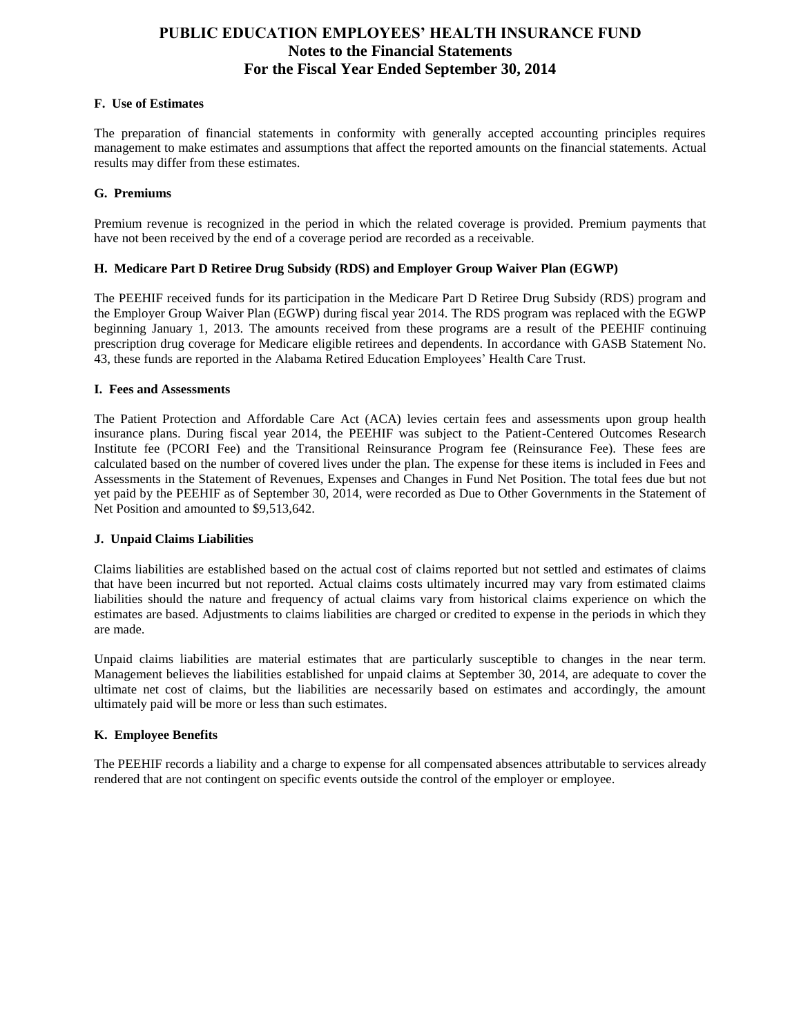#### F. Use of Estimates

The preparation of financial statements in conformity with generally accepted accounting principles requires management to make estimates and assumptions that affect the reported amounts on the financial statements. Actual results may differ from these estimates.

#### G. Premiums

Premium revenue is recognized in the period in which the related coverage is provided. Premium payments that have not been received by the end of a coverage period are recorded as a receivable.

#### H. Medicare Part D Retiree Drug Subsidy (RDS) and Employer Group Waiver Plan (EGWP)

The PEEHIF received funds for its participation in the Medicare Part D Retiree Drug Subsidy (RDS) program and the Employer Group Waiver Plan (EGWP) during fiscal year 2014. The RDS program was replaced with the EGWP beginning January 1, 2013. The amounts received from these programs are a result of the PEEHIF continuing prescription drug coverage for Medicare eligible retirees and dependents. In accordance with GASB Statement No. 43, these funds are reported in the Alabama Retired Education Employees' Health Care Trust.

#### I. Fees and Assessments

The Patient Protection and Affordable Care Act (ACA) levies certain fees and assessments upon group health insurance plans. During fiscal year 2014, the PEEHIF was subject to the Patient-Centered Outcomes Research Institute fee (PCORI Fee) and the Transitional Reinsurance Program fee (Reinsurance Fee). These fees are calculated based on the number of covered lives under the plan. The expense for these items is included in Fees and Assessments in the Statement of Revenues, Expenses and Changes in Fund Net Position. The total fees due but not yet paid by the PEEHIF as of September 30, 2014, were recorded as Due to Other Governments in the Statement of Net Position and amounted to $9,513,642.

#### J. Unpaid Claims Liabilities

Claims liabilities are established based on the actual cost of claims reported but not settled and estimates of claims that have been incurred but not reported. Actual claims costs ultimately incurred may vary from estimated claims liabilities should the nature and frequency of actual claims vary from historical claims experience on which the estimates are based. Adjustments to claims liabilities are charged or credited to expense in the periods in which they are made.

Unpaid claims liabilities are material estimates that are particularly susceptible to changes in the near term. Management believes the liabilities established for unpaid claims at September 30, 2014, are adequate to cover the ultimate net cost of claims, but the liabilities are necessarily based on estimates and accordingly, the amount ultimately paid will be more or less than such estimates.

#### K. Employee Benefits

The PEEHIF records a liability and a charge to expense for all compensated absences attributable to services already rendered that are not contingent on specific events outside the control of the employer or employee.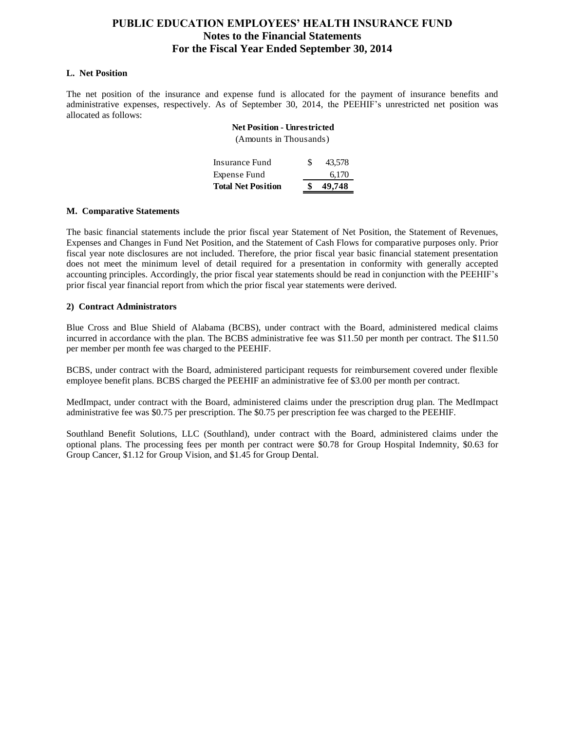# PUBLIC EDUCATION EMPLOYEES' HEALTH INSURANCE FUND
## Notes to the Financial Statements
## For the Fiscal Year Ended September 30, 2014

### L. Net Position

The net position of the insurance and expense fund is allocated for the payment of insurance benefits and administrative expenses, respectively. As of September 30, 2014, the PEEHIF's unrestricted net position was allocated as follows:

**Net Position - Unrestricted**
(Amounts in Thousands)

| | |
|---|---|
| Insurance Fund | $ 43,578 |
| Expense Fund | 6,170 |
| **Total Net Position** | **$ 49,748** |

### M. Comparative Statements

The basic financial statements include the prior fiscal year Statement of Net Position, the Statement of Revenues, Expenses and Changes in Fund Net Position, and the Statement of Cash Flows for comparative purposes only. Prior fiscal year note disclosures are not included. Therefore, the prior fiscal year basic financial statement presentation does not meet the minimum level of detail required for a presentation in conformity with generally accepted accounting principles. Accordingly, the prior fiscal year statements should be read in conjunction with the PEEHIF's prior fiscal year financial report from which the prior fiscal year statements were derived.

### 2) Contract Administrators

Blue Cross and Blue Shield of Alabama (BCBS), under contract with the Board, administered medical claims incurred in accordance with the plan. The BCBS administrative fee was $11.50 per month per contract. The $11.50 per member per month fee was charged to the PEEHIF.

BCBS, under contract with the Board, administered participant requests for reimbursement covered under flexible employee benefit plans. BCBS charged the PEEHIF an administrative fee of $3.00 per month per contract.

MedImpact, under contract with the Board, administered claims under the prescription drug plan. The MedImpact administrative fee was $0.75 per prescription. The $0.75 per prescription fee was charged to the PEEHIF.

Southland Benefit Solutions, LLC (Southland), under contract with the Board, administered claims under the optional plans. The processing fees per month per contract were $0.78 for Group Hospital Indemnity, $0.63 for Group Cancer, $1.12 for Group Vision, and $1.45 for Group Dental.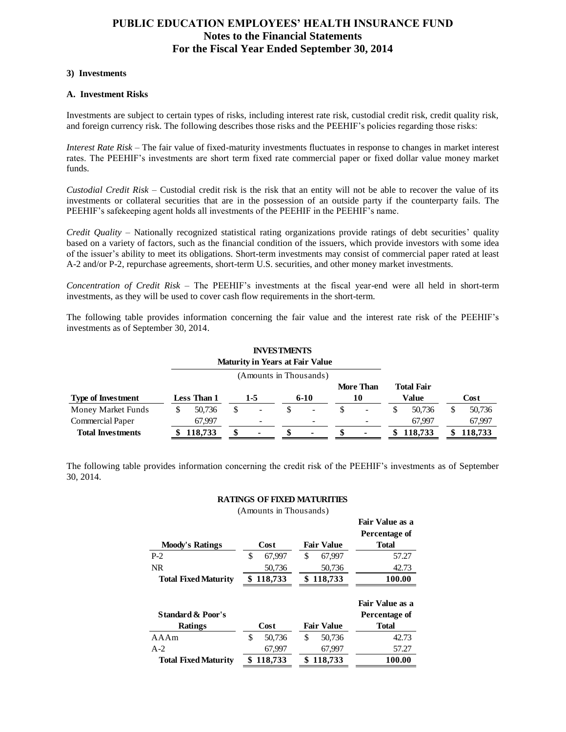# PUBLIC EDUCATION EMPLOYEES' HEALTH INSURANCE FUND
## Notes to the Financial Statements
## For the Fiscal Year Ended September 30, 2014

### 3) Investments

#### A. Investment Risks

Investments are subject to certain types of risks, including interest rate risk, custodial credit risk, credit quality risk, and foreign currency risk. The following describes those risks and the PEEHIF's policies regarding those risks:

*Interest Rate Risk* – The fair value of fixed-maturity investments fluctuates in response to changes in market interest rates. The PEEHIF's investments are short term fixed rate commercial paper or fixed dollar value money market funds.

*Custodial Credit Risk* – Custodial credit risk is the risk that an entity will not be able to recover the value of its investments or collateral securities that are in the possession of an outside party if the counterparty fails. The PEEHIF's safekeeping agent holds all investments of the PEEHIF in the PEEHIF's name.

*Credit Quality* – Nationally recognized statistical rating organizations provide ratings of debt securities' quality based on a variety of factors, such as the financial condition of the issuers, which provide investors with some idea of the issuer's ability to meet its obligations. Short-term investments may consist of commercial paper rated at least A-2 and/or P-2, repurchase agreements, short-term U.S. securities, and other money market investments.

*Concentration of Credit Risk* – The PEEHIF's investments at the fiscal year-end were all held in short-term investments, as they will be used to cover cash flow requirements in the short-term.

The following table provides information concerning the fair value and the interest rate risk of the PEEHIF's investments as of September 30, 2014.

**INVESTMENTS**

**Maturity in Years at Fair Value**

(Amounts in Thousands)

| Type of Investment | Less Than 1 | 1-5 | 6-10 | More Than 10 | Total Fair Value | Cost |
|---|---|---|---|---|---|---|
| Money Market Funds | $ 50,736 | $ - | $ - | $ - | $ 50,736 | $ 50,736 |
| Commercial Paper | 67,997 | - | - | - | 67,997 | 67,997 |
| **Total Investments** | **$ 118,733** | **$ -** | **$ -** | **$ -** | **$ 118,733** | **$ 118,733** |

The following table provides information concerning the credit risk of the PEEHIF's investments as of September 30, 2014.

**RATINGS OF FIXED MATURITIES**

(Amounts in Thousands)

| Moody's Ratings | Cost | Fair Value | Fair Value as a Percentage of Total |
|---|---|---|---|
| P-2 | $ 67,997 | $ 67,997 | 57.27 |
| NR | 50,736 | 50,736 | 42.73 |
| **Total Fixed Maturity** | **$ 118,733** | **$ 118,733** | **100.00** |

| Standard & Poor's Ratings | Cost | Fair Value | Fair Value as a Percentage of Total |
|---|---|---|---|
| AAAm | $ 50,736 | $ 50,736 | 42.73 |
| A-2 | 67,997 | 67,997 | 57.27 |
| **Total Fixed Maturity** | **$ 118,733** | **$ 118,733** | **100.00** |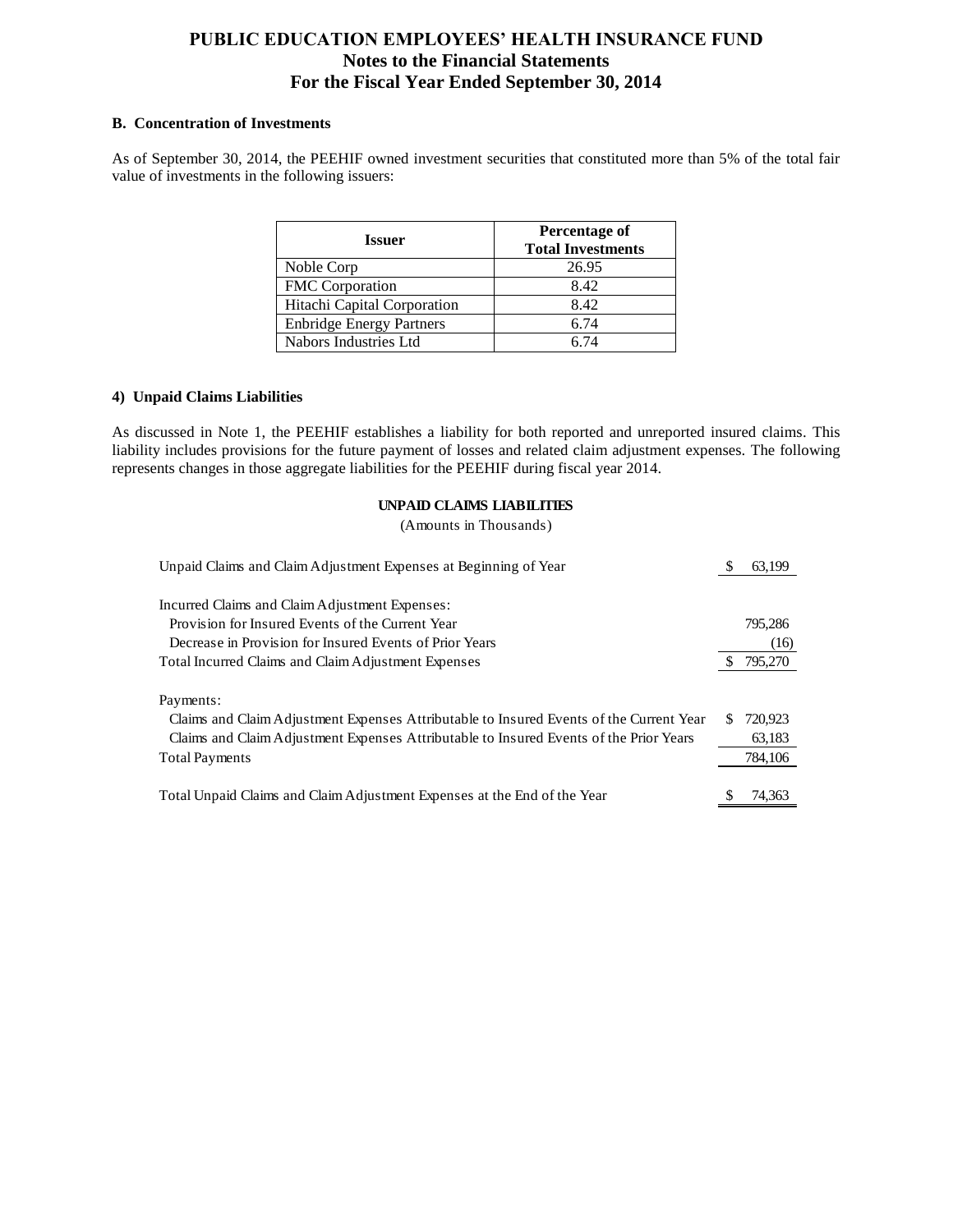# PUBLIC EDUCATION EMPLOYEES' HEALTH INSURANCE FUND
## Notes to the Financial Statements
## For the Fiscal Year Ended September 30, 2014

### B. Concentration of Investments

As of September 30, 2014, the PEEHIF owned investment securities that constituted more than 5% of the total fair value of investments in the following issuers:

| Issuer | Percentage of Total Investments |
|---|---|
| Noble Corp | 26.95 |
| FMC Corporation | 8.42 |
| Hitachi Capital Corporation | 8.42 |
| Enbridge Energy Partners | 6.74 |
| Nabors Industries Ltd | 6.74 |

### 4) Unpaid Claims Liabilities

As discussed in Note 1, the PEEHIF establishes a liability for both reported and unreported insured claims. This liability includes provisions for the future payment of losses and related claim adjustment expenses. The following represents changes in those aggregate liabilities for the PEEHIF during fiscal year 2014.

**UNPAID CLAIMS LIABILITIES**

(Amounts in Thousands)

| | |
|---|---|
| Unpaid Claims and Claim Adjustment Expenses at Beginning of Year | $ 63,199 |
| Incurred Claims and Claim Adjustment Expenses: | |
| Provision for Insured Events of the Current Year | 795,286 |
| Decrease in Provision for Insured Events of Prior Years | (16) |
| Total Incurred Claims and Claim Adjustment Expenses | $ 795,270 |
| Payments: | |
| Claims and Claim Adjustment Expenses Attributable to Insured Events of the Current Year | $ 720,923 |
| Claims and Claim Adjustment Expenses Attributable to Insured Events of the Prior Years | 63,183 |
| Total Payments | 784,106 |
| Total Unpaid Claims and Claim Adjustment Expenses at the End of the Year | $ 74,363 |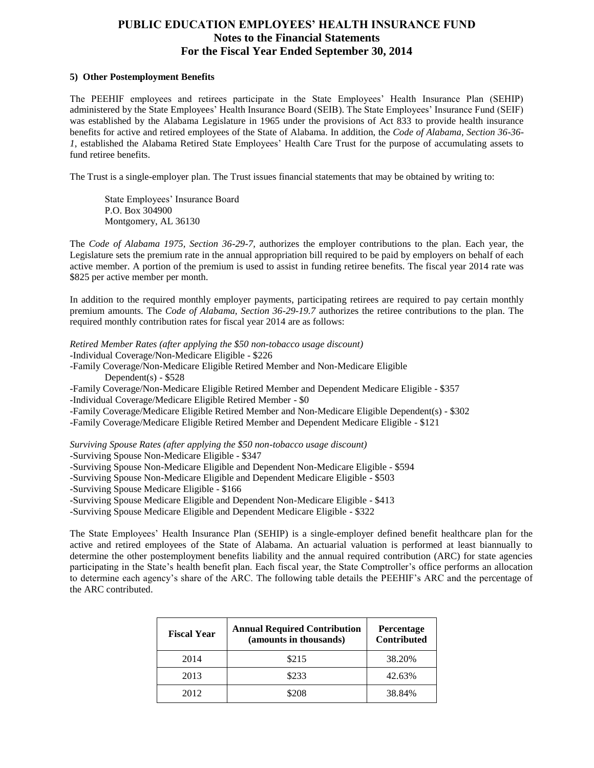# PUBLIC EDUCATION EMPLOYEES' HEALTH INSURANCE FUND
## Notes to the Financial Statements
## For the Fiscal Year Ended September 30, 2014

### 5) Other Postemployment Benefits

The PEEHIF employees and retirees participate in the State Employees' Health Insurance Plan (SEHIP) administered by the State Employees' Health Insurance Board (SEIB). The State Employees' Insurance Fund (SEIF) was established by the Alabama Legislature in 1965 under the provisions of Act 833 to provide health insurance benefits for active and retired employees of the State of Alabama. In addition, the *Code of Alabama, Section 36-36-1*, established the Alabama Retired State Employees' Health Care Trust for the purpose of accumulating assets to fund retiree benefits.

The Trust is a single-employer plan. The Trust issues financial statements that may be obtained by writing to:

State Employees' Insurance Board
P.O. Box 304900
Montgomery, AL 36130

The *Code of Alabama 1975, Section 36-29-7,* authorizes the employer contributions to the plan. Each year, the Legislature sets the premium rate in the annual appropriation bill required to be paid by employers on behalf of each active member. A portion of the premium is used to assist in funding retiree benefits. The fiscal year 2014 rate was $825 per active member per month.

In addition to the required monthly employer payments, participating retirees are required to pay certain monthly premium amounts. The *Code of Alabama, Section 36-29-19.7* authorizes the retiree contributions to the plan. The required monthly contribution rates for fiscal year 2014 are as follows:

*Retired Member Rates (after applying the $50 non-tobacco usage discount)*

- -Individual Coverage/Non-Medicare Eligible - $226
- -Family Coverage/Non-Medicare Eligible Retired Member and Non-Medicare Eligible Dependent(s) - $528
- -Family Coverage/Non-Medicare Eligible Retired Member and Dependent Medicare Eligible - $357
- -Individual Coverage/Medicare Eligible Retired Member - $0
- -Family Coverage/Medicare Eligible Retired Member and Non-Medicare Eligible Dependent(s) - $302
- -Family Coverage/Medicare Eligible Retired Member and Dependent Medicare Eligible - $121

*Surviving Spouse Rates (after applying the $50 non-tobacco usage discount)*

- -Surviving Spouse Non-Medicare Eligible - $347
- -Surviving Spouse Non-Medicare Eligible and Dependent Non-Medicare Eligible - $594
- -Surviving Spouse Non-Medicare Eligible and Dependent Medicare Eligible - $503
- -Surviving Spouse Medicare Eligible - $166
- -Surviving Spouse Medicare Eligible and Dependent Non-Medicare Eligible - $413
- -Surviving Spouse Medicare Eligible and Dependent Medicare Eligible - $322

The State Employees' Health Insurance Plan (SEHIP) is a single-employer defined benefit healthcare plan for the active and retired employees of the State of Alabama. An actuarial valuation is performed at least biannually to determine the other postemployment benefits liability and the annual required contribution (ARC) for state agencies participating in the State's health benefit plan. Each fiscal year, the State Comptroller's office performs an allocation to determine each agency's share of the ARC. The following table details the PEEHIF's ARC and the percentage of the ARC contributed.

| Fiscal Year | Annual Required Contribution (amounts in thousands) | Percentage Contributed |
|---|---|---|
| 2014 | $215 | 38.20% |
| 2013 | $233 | 42.63% |
| 2012 | $208 | 38.84% |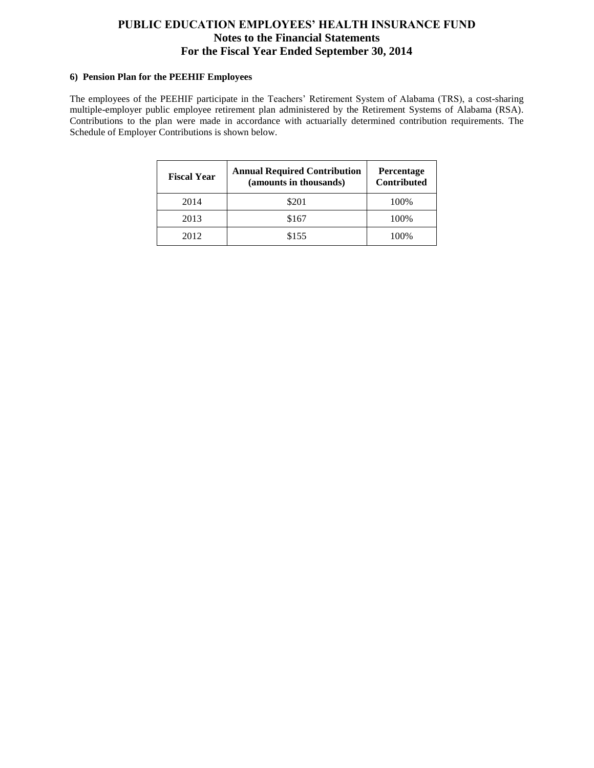# PUBLIC EDUCATION EMPLOYEES' HEALTH INSURANCE FUND
## Notes to the Financial Statements
## For the Fiscal Year Ended September 30, 2014

### 6) Pension Plan for the PEEHIF Employees

The employees of the PEEHIF participate in the Teachers' Retirement System of Alabama (TRS), a cost-sharing multiple-employer public employee retirement plan administered by the Retirement Systems of Alabama (RSA). Contributions to the plan were made in accordance with actuarially determined contribution requirements. The Schedule of Employer Contributions is shown below.

| Fiscal Year | Annual Required Contribution (amounts in thousands) | Percentage Contributed |
|---|---|---|
| 2014 | $201 | 100% |
| 2013 | $167 | 100% |
| 2012 | $155 | 100% |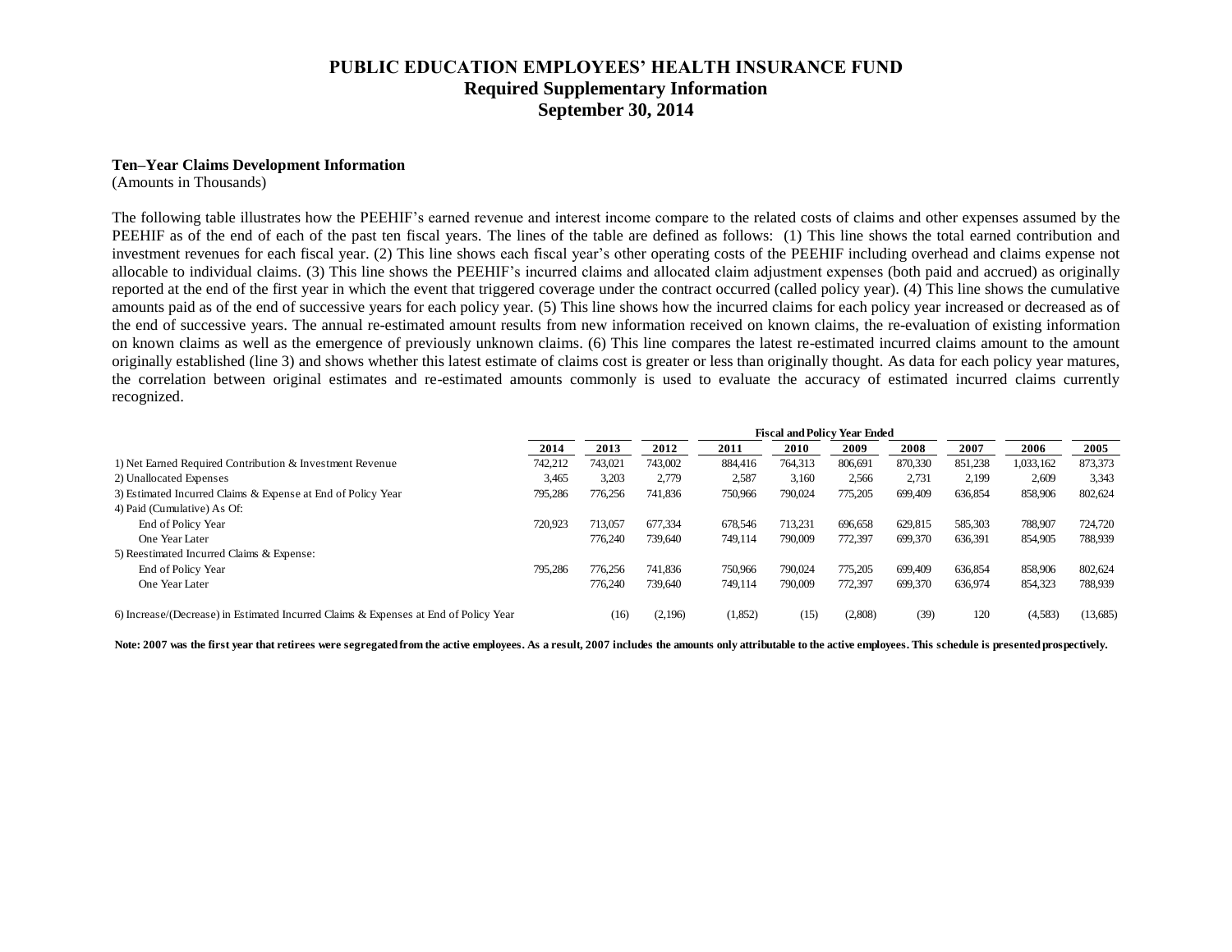# PUBLIC EDUCATION EMPLOYEES' HEALTH INSURANCE FUND
## Required Supplementary Information
## September 30, 2014

**Ten–Year Claims Development Information**
(Amounts in Thousands)

The following table illustrates how the PEEHIF's earned revenue and interest income compare to the related costs of claims and other expenses assumed by the PEEHIF as of the end of each of the past ten fiscal years. The lines of the table are defined as follows: (1) This line shows the total earned contribution and investment revenues for each fiscal year. (2) This line shows each fiscal year's other operating costs of the PEEHIF including overhead and claims expense not allocable to individual claims. (3) This line shows the PEEHIF's incurred claims and allocated claim adjustment expenses (both paid and accrued) as originally reported at the end of the first year in which the event that triggered coverage under the contract occurred (called policy year). (4) This line shows the cumulative amounts paid as of the end of successive years for each policy year. (5) This line shows how the incurred claims for each policy year increased or decreased as of the end of successive years. The annual re-estimated amount results from new information received on known claims, the re-evaluation of existing information on known claims as well as the emergence of previously unknown claims. (6) This line compares the latest re-estimated incurred claims amount to the amount originally established (line 3) and shows whether this latest estimate of claims cost is greater or less than originally thought. As data for each policy year matures, the correlation between original estimates and re-estimated amounts commonly is used to evaluate the accuracy of estimated incurred claims currently recognized.

| | Fiscal and Policy Year Ended | | | | | | | | | |
|---|---|---|---|---|---|---|---|---|---|---|
| | **2014** | **2013** | **2012** | **2011** | **2010** | **2009** | **2008** | **2007** | **2006** | **2005** |
| 1) Net Earned Required Contribution & Investment Revenue | 742,212 | 743,021 | 743,002 | 884,416 | 764,313 | 806,691 | 870,330 | 851,238 | 1,033,162 | 873,373 |
| 2) Unallocated Expenses | 3,465 | 3,203 | 2,779 | 2,587 | 3,160 | 2,566 | 2,731 | 2,199 | 2,609 | 3,343 |
| 3) Estimated Incurred Claims & Expense at End of Policy Year | 795,286 | 776,256 | 741,836 | 750,966 | 790,024 | 775,205 | 699,409 | 636,854 | 858,906 | 802,624 |
| 4) Paid (Cumulative) As Of: | | | | | | | | | | |
| End of Policy Year | 720,923 | 713,057 | 677,334 | 678,546 | 713,231 | 696,658 | 629,815 | 585,303 | 788,907 | 724,720 |
| One Year Later | | 776,240 | 739,640 | 749,114 | 790,009 | 772,397 | 699,370 | 636,391 | 854,905 | 788,939 |
| 5) Reestimated Incurred Claims & Expense: | | | | | | | | | | |
| End of Policy Year | 795,286 | 776,256 | 741,836 | 750,966 | 790,024 | 775,205 | 699,409 | 636,854 | 858,906 | 802,624 |
| One Year Later | | 776,240 | 739,640 | 749,114 | 790,009 | 772,397 | 699,370 | 636,974 | 854,323 | 788,939 |
| 6) Increase/(Decrease) in Estimated Incurred Claims & Expenses at End of Policy Year | | (16) | (2,196) | (1,852) | (15) | (2,808) | (39) | 120 | (4,583) | (13,685) |

**Note: 2007 was the first year that retirees were segregated from the active employees. As a result, 2007 includes the amounts only attributable to the active employees. This schedule is presented prospectively.**